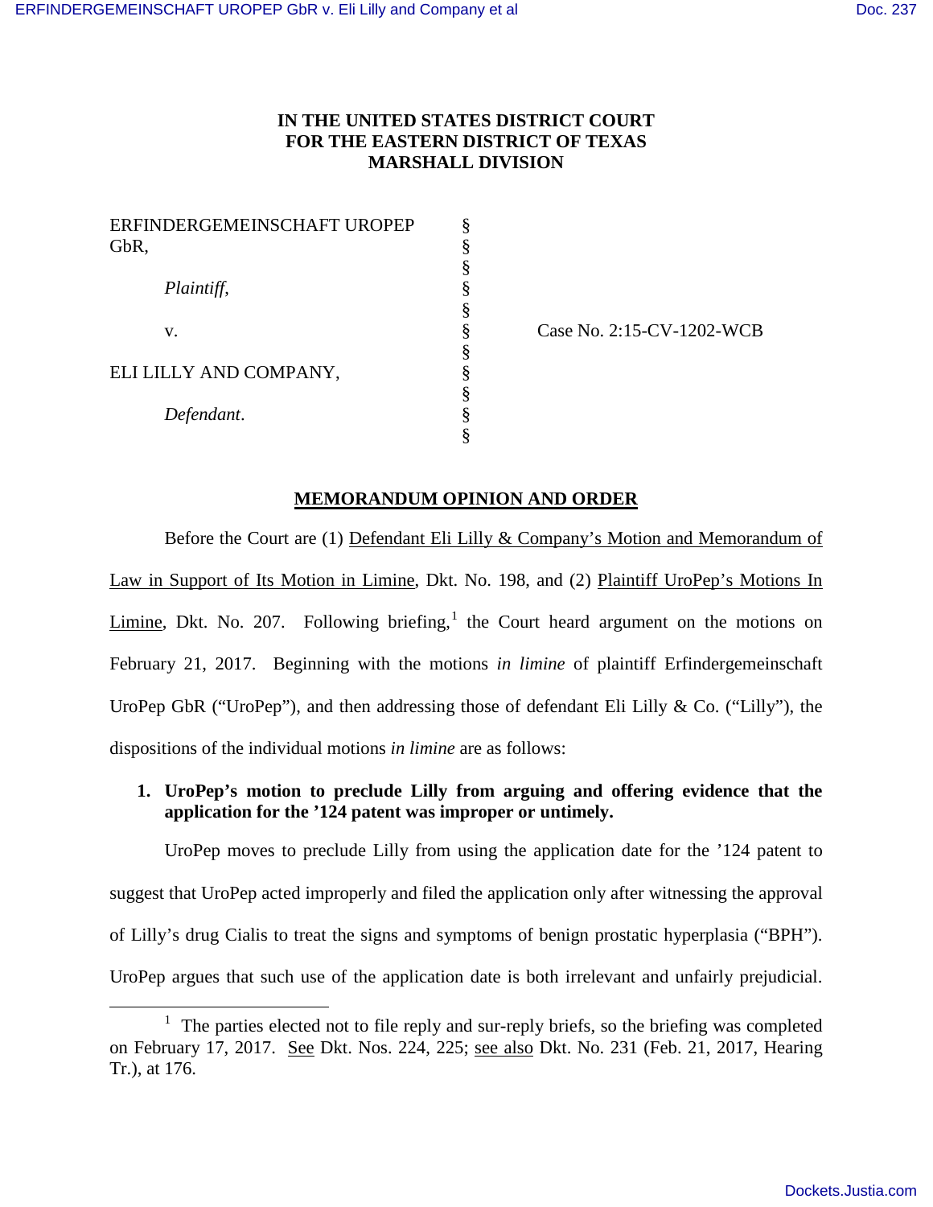**IN THE UNITED STATES DISTRICT COURT**
**FOR THE EASTERN DISTRICT OF TEXAS**
**MARSHALL DIVISION**

| | | |
|---|---|---|
| ERFINDERGEMEINSCHAFT UROPEP GbR, | § | |
| | § | |
| *Plaintiff*, | § | |
| | § | |
| v. | § | Case No. 2:15-CV-1202-WCB |
| | § | |
| ELI LILLY AND COMPANY, | § | |
| | § | |
| *Defendant*. | § | |
| | § | |

**MEMORANDUM OPINION AND ORDER**

Before the Court are (1) Defendant Eli Lilly & Company's Motion and Memorandum of Law in Support of Its Motion in Limine, Dkt. No. 198, and (2) Plaintiff UroPep's Motions In Limine, Dkt. No. 207. Following briefing,[1] the Court heard argument on the motions on February 21, 2017. Beginning with the motions *in limine* of plaintiff Erfindergemeinschaft UroPep GbR ("UroPep"), and then addressing those of defendant Eli Lilly & Co. ("Lilly"), the dispositions of the individual motions *in limine* are as follows:

1. **UroPep's motion to preclude Lilly from arguing and offering evidence that the application for the '124 patent was improper or untimely.**

UroPep moves to preclude Lilly from using the application date for the '124 patent to suggest that UroPep acted improperly and filed the application only after witnessing the approval of Lilly's drug Cialis to treat the signs and symptoms of benign prostatic hyperplasia ("BPH"). UroPep argues that such use of the application date is both irrelevant and unfairly prejudicial.

[1] The parties elected not to file reply and sur-reply briefs, so the briefing was completed on February 17, 2017. See Dkt. Nos. 224, 225; see also Dkt. No. 231 (Feb. 21, 2017, Hearing Tr.), at 176.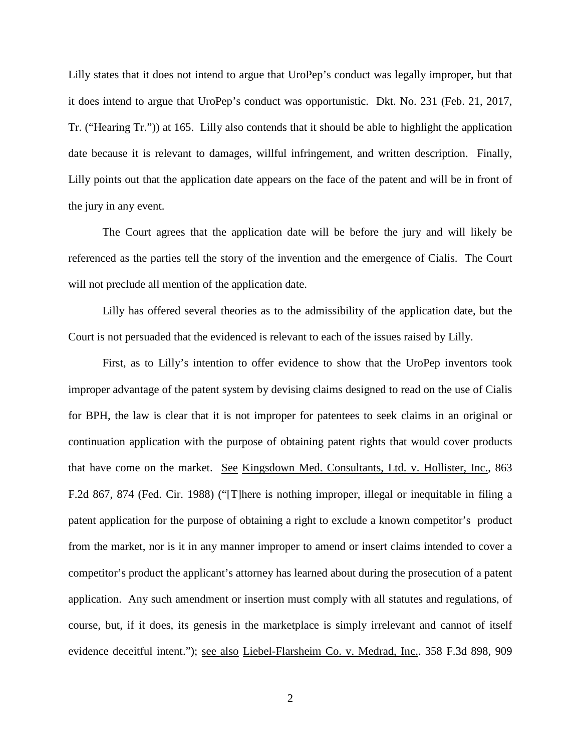Lilly states that it does not intend to argue that UroPep's conduct was legally improper, but that it does intend to argue that UroPep's conduct was opportunistic. Dkt. No. 231 (Feb. 21, 2017, Tr. ("Hearing Tr.")) at 165. Lilly also contends that it should be able to highlight the application date because it is relevant to damages, willful infringement, and written description. Finally, Lilly points out that the application date appears on the face of the patent and will be in front of the jury in any event.

The Court agrees that the application date will be before the jury and will likely be referenced as the parties tell the story of the invention and the emergence of Cialis. The Court will not preclude all mention of the application date.

Lilly has offered several theories as to the admissibility of the application date, but the Court is not persuaded that the evidenced is relevant to each of the issues raised by Lilly.

First, as to Lilly's intention to offer evidence to show that the UroPep inventors took improper advantage of the patent system by devising claims designed to read on the use of Cialis for BPH, the law is clear that it is not improper for patentees to seek claims in an original or continuation application with the purpose of obtaining patent rights that would cover products that have come on the market. See Kingsdown Med. Consultants, Ltd. v. Hollister, Inc., 863 F.2d 867, 874 (Fed. Cir. 1988) ("[T]here is nothing improper, illegal or inequitable in filing a patent application for the purpose of obtaining a right to exclude a known competitor's product from the market, nor is it in any manner improper to amend or insert claims intended to cover a competitor's product the applicant's attorney has learned about during the prosecution of a patent application. Any such amendment or insertion must comply with all statutes and regulations, of course, but, if it does, its genesis in the marketplace is simply irrelevant and cannot of itself evidence deceitful intent."); see also Liebel-Flarsheim Co. v. Medrad, Inc.. 358 F.3d 898, 909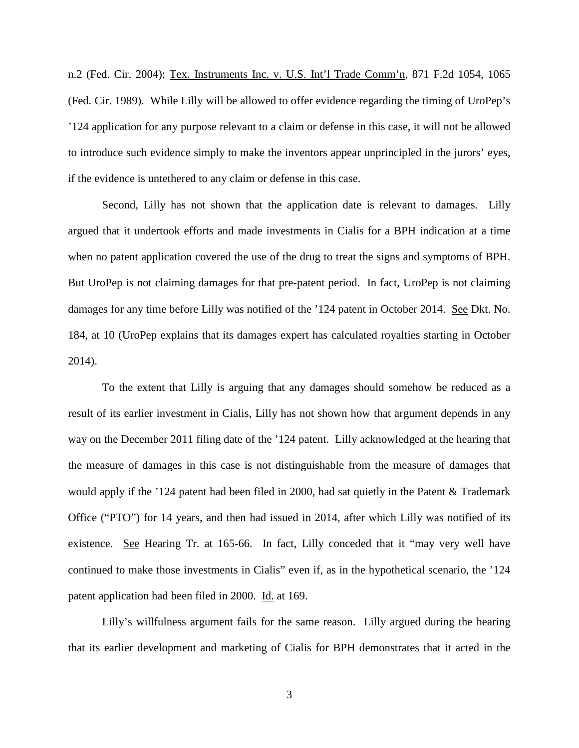n.2 (Fed. Cir. 2004); Tex. Instruments Inc. v. U.S. Int'l Trade Comm'n, 871 F.2d 1054, 1065 (Fed. Cir. 1989). While Lilly will be allowed to offer evidence regarding the timing of UroPep's '124 application for any purpose relevant to a claim or defense in this case, it will not be allowed to introduce such evidence simply to make the inventors appear unprincipled in the jurors' eyes, if the evidence is untethered to any claim or defense in this case.

Second, Lilly has not shown that the application date is relevant to damages. Lilly argued that it undertook efforts and made investments in Cialis for a BPH indication at a time when no patent application covered the use of the drug to treat the signs and symptoms of BPH. But UroPep is not claiming damages for that pre-patent period. In fact, UroPep is not claiming damages for any time before Lilly was notified of the '124 patent in October 2014. See Dkt. No. 184, at 10 (UroPep explains that its damages expert has calculated royalties starting in October 2014).

To the extent that Lilly is arguing that any damages should somehow be reduced as a result of its earlier investment in Cialis, Lilly has not shown how that argument depends in any way on the December 2011 filing date of the '124 patent. Lilly acknowledged at the hearing that the measure of damages in this case is not distinguishable from the measure of damages that would apply if the '124 patent had been filed in 2000, had sat quietly in the Patent & Trademark Office ("PTO") for 14 years, and then had issued in 2014, after which Lilly was notified of its existence. See Hearing Tr. at 165-66. In fact, Lilly conceded that it "may very well have continued to make those investments in Cialis" even if, as in the hypothetical scenario, the '124 patent application had been filed in 2000. Id. at 169.

Lilly's willfulness argument fails for the same reason. Lilly argued during the hearing that its earlier development and marketing of Cialis for BPH demonstrates that it acted in the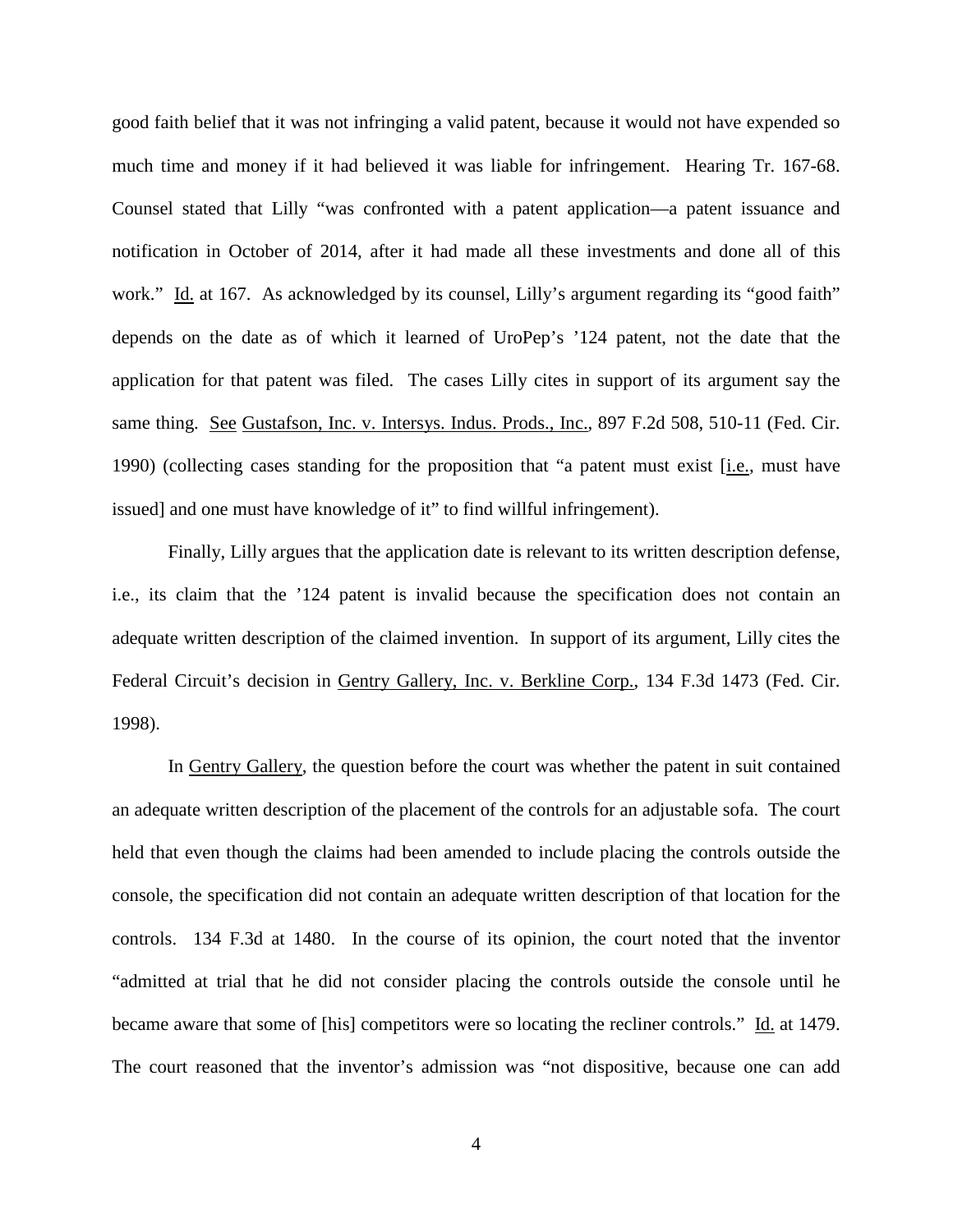good faith belief that it was not infringing a valid patent, because it would not have expended so much time and money if it had believed it was liable for infringement. Hearing Tr. 167-68. Counsel stated that Lilly "was confronted with a patent application—a patent issuance and notification in October of 2014, after it had made all these investments and done all of this work." Id. at 167. As acknowledged by its counsel, Lilly's argument regarding its "good faith" depends on the date as of which it learned of UroPep's '124 patent, not the date that the application for that patent was filed. The cases Lilly cites in support of its argument say the same thing. See Gustafson, Inc. v. Intersys. Indus. Prods., Inc., 897 F.2d 508, 510-11 (Fed. Cir. 1990) (collecting cases standing for the proposition that "a patent must exist [i.e., must have issued] and one must have knowledge of it" to find willful infringement).

Finally, Lilly argues that the application date is relevant to its written description defense, i.e., its claim that the '124 patent is invalid because the specification does not contain an adequate written description of the claimed invention. In support of its argument, Lilly cites the Federal Circuit's decision in Gentry Gallery, Inc. v. Berkline Corp., 134 F.3d 1473 (Fed. Cir. 1998).

In Gentry Gallery, the question before the court was whether the patent in suit contained an adequate written description of the placement of the controls for an adjustable sofa. The court held that even though the claims had been amended to include placing the controls outside the console, the specification did not contain an adequate written description of that location for the controls. 134 F.3d at 1480. In the course of its opinion, the court noted that the inventor "admitted at trial that he did not consider placing the controls outside the console until he became aware that some of [his] competitors were so locating the recliner controls." Id. at 1479. The court reasoned that the inventor's admission was "not dispositive, because one can add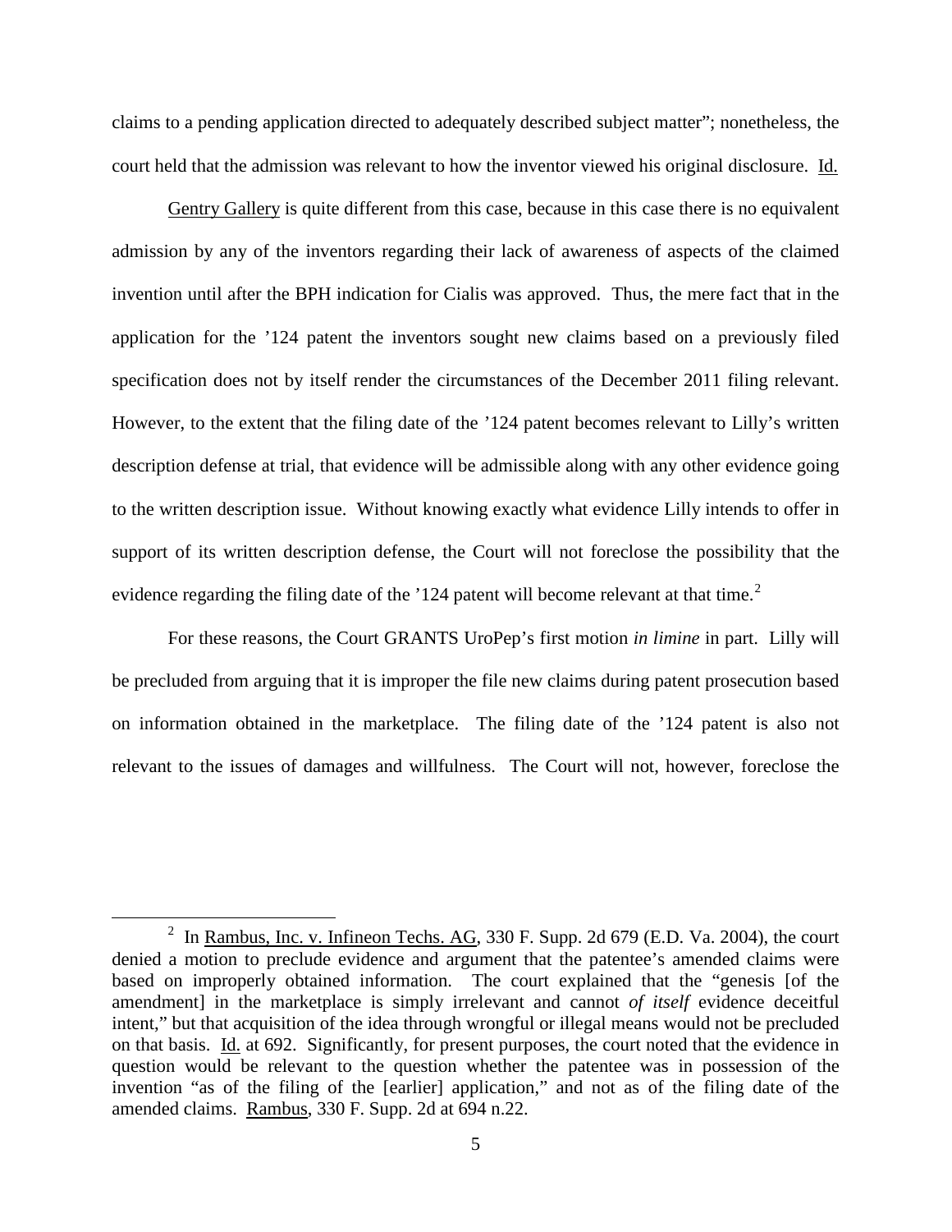claims to a pending application directed to adequately described subject matter"; nonetheless, the court held that the admission was relevant to how the inventor viewed his original disclosure. Id.

Gentry Gallery is quite different from this case, because in this case there is no equivalent admission by any of the inventors regarding their lack of awareness of aspects of the claimed invention until after the BPH indication for Cialis was approved. Thus, the mere fact that in the application for the '124 patent the inventors sought new claims based on a previously filed specification does not by itself render the circumstances of the December 2011 filing relevant. However, to the extent that the filing date of the '124 patent becomes relevant to Lilly's written description defense at trial, that evidence will be admissible along with any other evidence going to the written description issue. Without knowing exactly what evidence Lilly intends to offer in support of its written description defense, the Court will not foreclose the possibility that the evidence regarding the filing date of the '124 patent will become relevant at that time.[2]

For these reasons, the Court GRANTS UroPep's first motion *in limine* in part. Lilly will be precluded from arguing that it is improper the file new claims during patent prosecution based on information obtained in the marketplace. The filing date of the '124 patent is also not relevant to the issues of damages and willfulness. The Court will not, however, foreclose the

---

[2] In Rambus, Inc. v. Infineon Techs. AG, 330 F. Supp. 2d 679 (E.D. Va. 2004), the court denied a motion to preclude evidence and argument that the patentee's amended claims were based on improperly obtained information. The court explained that the "genesis [of the amendment] in the marketplace is simply irrelevant and cannot *of itself* evidence deceitful intent," but that acquisition of the idea through wrongful or illegal means would not be precluded on that basis. Id. at 692. Significantly, for present purposes, the court noted that the evidence in question would be relevant to the question whether the patentee was in possession of the invention "as of the filing of the [earlier] application," and not as of the filing date of the amended claims. Rambus, 330 F. Supp. 2d at 694 n.22.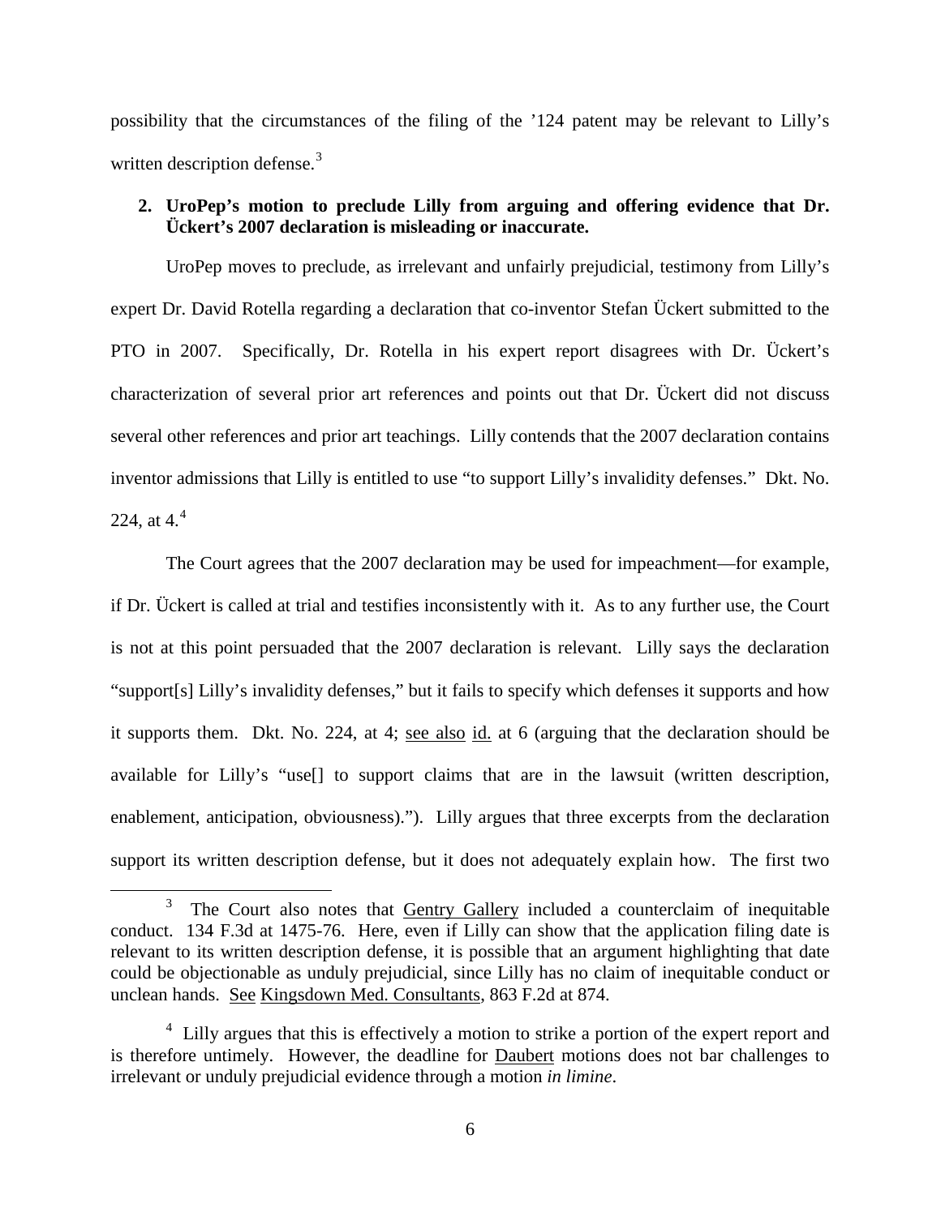possibility that the circumstances of the filing of the '124 patent may be relevant to Lilly's written description defense.[3]

**2. UroPep's motion to preclude Lilly from arguing and offering evidence that Dr. Ückert's 2007 declaration is misleading or inaccurate.**

UroPep moves to preclude, as irrelevant and unfairly prejudicial, testimony from Lilly's expert Dr. David Rotella regarding a declaration that co-inventor Stefan Ückert submitted to the PTO in 2007. Specifically, Dr. Rotella in his expert report disagrees with Dr. Ückert's characterization of several prior art references and points out that Dr. Ückert did not discuss several other references and prior art teachings. Lilly contends that the 2007 declaration contains inventor admissions that Lilly is entitled to use "to support Lilly's invalidity defenses." Dkt. No. 224, at 4.[4]

The Court agrees that the 2007 declaration may be used for impeachment—for example, if Dr. Ückert is called at trial and testifies inconsistently with it. As to any further use, the Court is not at this point persuaded that the 2007 declaration is relevant. Lilly says the declaration "support[s] Lilly's invalidity defenses," but it fails to specify which defenses it supports and how it supports them. Dkt. No. 224, at 4; see also id. at 6 (arguing that the declaration should be available for Lilly's "use[] to support claims that are in the lawsuit (written description, enablement, anticipation, obviousness)."). Lilly argues that three excerpts from the declaration support its written description defense, but it does not adequately explain how. The first two

---

[3] The Court also notes that Gentry Gallery included a counterclaim of inequitable conduct. 134 F.3d at 1475-76. Here, even if Lilly can show that the application filing date is relevant to its written description defense, it is possible that an argument highlighting that date could be objectionable as unduly prejudicial, since Lilly has no claim of inequitable conduct or unclean hands. See Kingsdown Med. Consultants, 863 F.2d at 874.

[4] Lilly argues that this is effectively a motion to strike a portion of the expert report and is therefore untimely. However, the deadline for Daubert motions does not bar challenges to irrelevant or unduly prejudicial evidence through a motion *in limine*.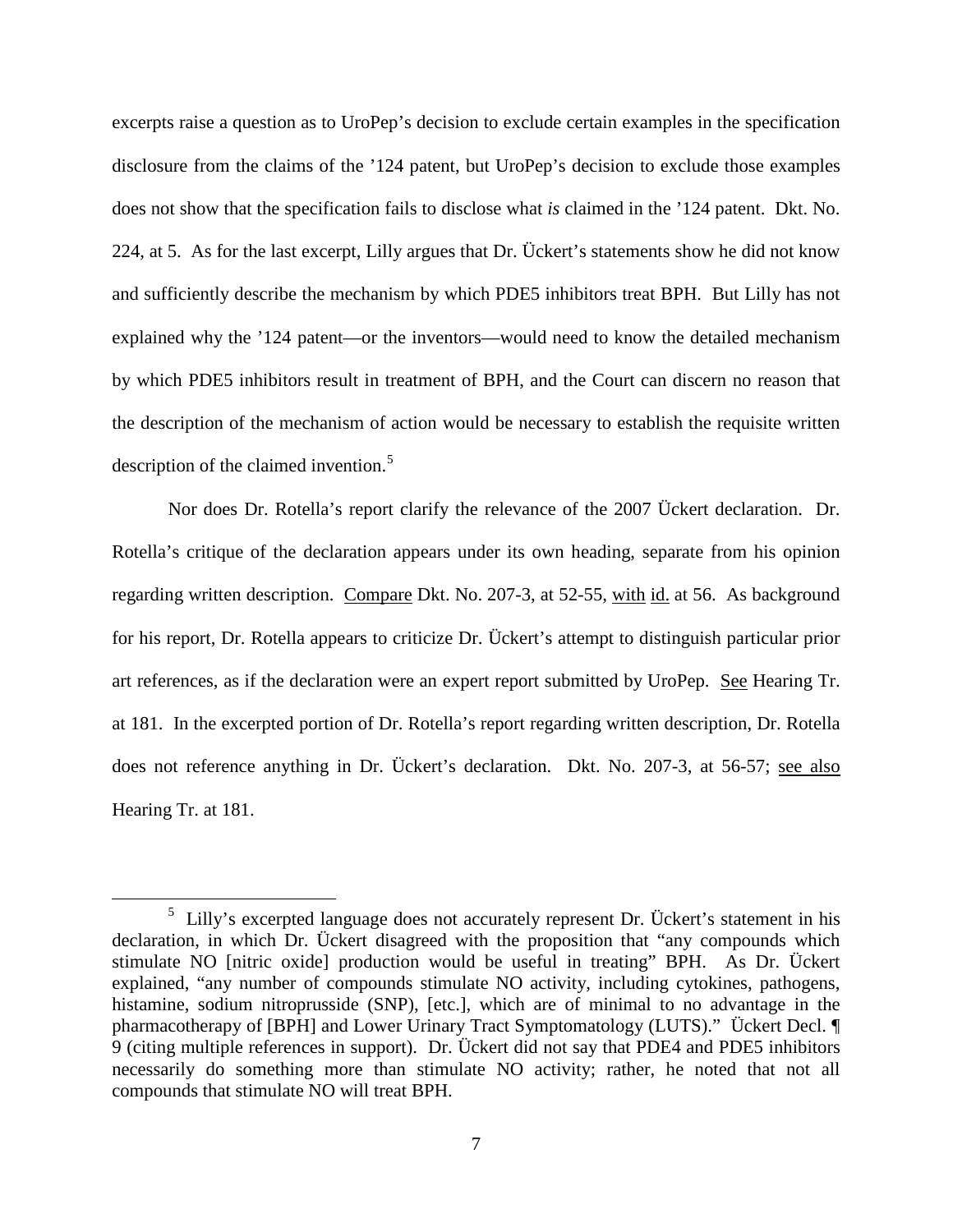excerpts raise a question as to UroPep's decision to exclude certain examples in the specification disclosure from the claims of the '124 patent, but UroPep's decision to exclude those examples does not show that the specification fails to disclose what *is* claimed in the '124 patent. Dkt. No. 224, at 5. As for the last excerpt, Lilly argues that Dr. Ückert's statements show he did not know and sufficiently describe the mechanism by which PDE5 inhibitors treat BPH. But Lilly has not explained why the '124 patent—or the inventors—would need to know the detailed mechanism by which PDE5 inhibitors result in treatment of BPH, and the Court can discern no reason that the description of the mechanism of action would be necessary to establish the requisite written description of the claimed invention.[5]

Nor does Dr. Rotella's report clarify the relevance of the 2007 Ückert declaration. Dr. Rotella's critique of the declaration appears under its own heading, separate from his opinion regarding written description. Compare Dkt. No. 207-3, at 52-55, with id. at 56. As background for his report, Dr. Rotella appears to criticize Dr. Ückert's attempt to distinguish particular prior art references, as if the declaration were an expert report submitted by UroPep. See Hearing Tr. at 181. In the excerpted portion of Dr. Rotella's report regarding written description, Dr. Rotella does not reference anything in Dr. Ückert's declaration. Dkt. No. 207-3, at 56-57; see also Hearing Tr. at 181.

---

[5] Lilly's excerpted language does not accurately represent Dr. Ückert's statement in his declaration, in which Dr. Ückert disagreed with the proposition that "any compounds which stimulate NO [nitric oxide] production would be useful in treating" BPH. As Dr. Ückert explained, "any number of compounds stimulate NO activity, including cytokines, pathogens, histamine, sodium nitroprusside (SNP), [etc.], which are of minimal to no advantage in the pharmacotherapy of [BPH] and Lower Urinary Tract Symptomatology (LUTS)." Ückert Decl. ¶ 9 (citing multiple references in support). Dr. Ückert did not say that PDE4 and PDE5 inhibitors necessarily do something more than stimulate NO activity; rather, he noted that not all compounds that stimulate NO will treat BPH.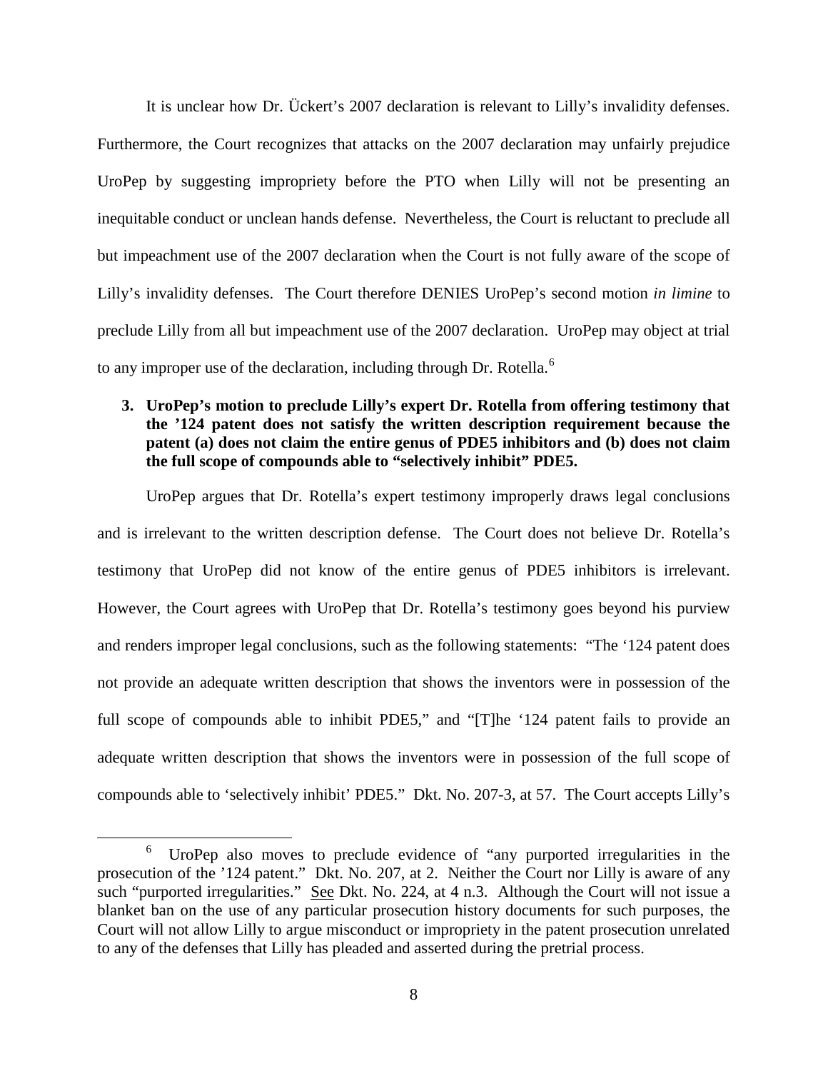It is unclear how Dr. Ückert's 2007 declaration is relevant to Lilly's invalidity defenses. Furthermore, the Court recognizes that attacks on the 2007 declaration may unfairly prejudice UroPep by suggesting impropriety before the PTO when Lilly will not be presenting an inequitable conduct or unclean hands defense. Nevertheless, the Court is reluctant to preclude all but impeachment use of the 2007 declaration when the Court is not fully aware of the scope of Lilly's invalidity defenses. The Court therefore DENIES UroPep's second motion *in limine* to preclude Lilly from all but impeachment use of the 2007 declaration. UroPep may object at trial to any improper use of the declaration, including through Dr. Rotella.[6]

**3. UroPep's motion to preclude Lilly's expert Dr. Rotella from offering testimony that the '124 patent does not satisfy the written description requirement because the patent (a) does not claim the entire genus of PDE5 inhibitors and (b) does not claim the full scope of compounds able to "selectively inhibit" PDE5.**

UroPep argues that Dr. Rotella's expert testimony improperly draws legal conclusions and is irrelevant to the written description defense. The Court does not believe Dr. Rotella's testimony that UroPep did not know of the entire genus of PDE5 inhibitors is irrelevant. However, the Court agrees with UroPep that Dr. Rotella's testimony goes beyond his purview and renders improper legal conclusions, such as the following statements: "The '124 patent does not provide an adequate written description that shows the inventors were in possession of the full scope of compounds able to inhibit PDE5," and "[T]he '124 patent fails to provide an adequate written description that shows the inventors were in possession of the full scope of compounds able to 'selectively inhibit' PDE5." Dkt. No. 207-3, at 57. The Court accepts Lilly's

[6] UroPep also moves to preclude evidence of "any purported irregularities in the prosecution of the '124 patent." Dkt. No. 207, at 2. Neither the Court nor Lilly is aware of any such "purported irregularities." See Dkt. No. 224, at 4 n.3. Although the Court will not issue a blanket ban on the use of any particular prosecution history documents for such purposes, the Court will not allow Lilly to argue misconduct or impropriety in the patent prosecution unrelated to any of the defenses that Lilly has pleaded and asserted during the pretrial process.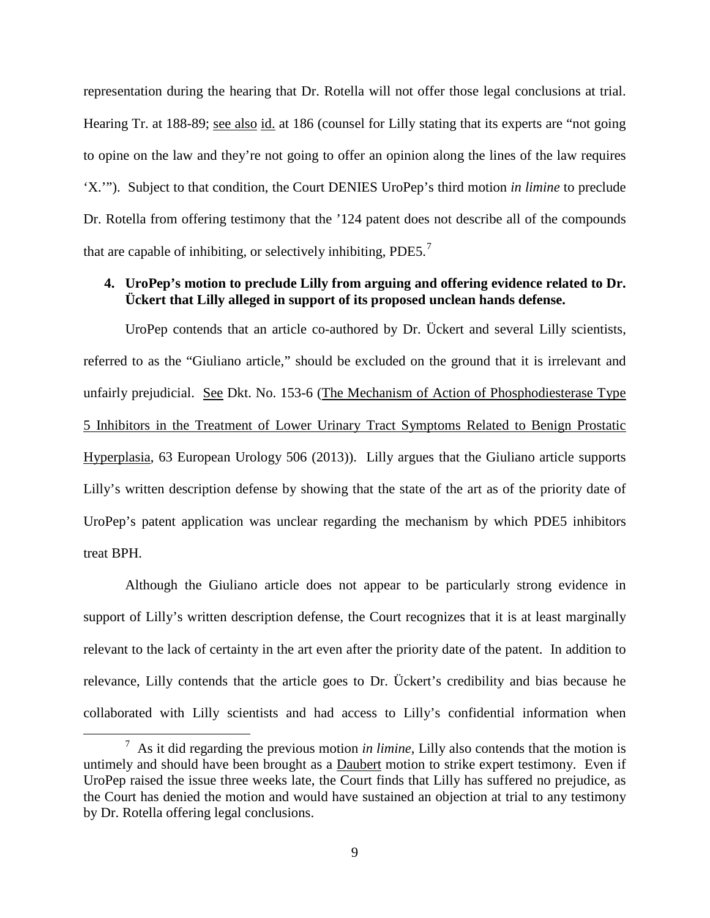representation during the hearing that Dr. Rotella will not offer those legal conclusions at trial. Hearing Tr. at 188-89; see also id. at 186 (counsel for Lilly stating that its experts are "not going to opine on the law and they're not going to offer an opinion along the lines of the law requires 'X.'"). Subject to that condition, the Court DENIES UroPep's third motion *in limine* to preclude Dr. Rotella from offering testimony that the '124 patent does not describe all of the compounds that are capable of inhibiting, or selectively inhibiting, PDE5.[7]

**4. UroPep's motion to preclude Lilly from arguing and offering evidence related to Dr. Ückert that Lilly alleged in support of its proposed unclean hands defense.**

UroPep contends that an article co-authored by Dr. Ückert and several Lilly scientists, referred to as the "Giuliano article," should be excluded on the ground that it is irrelevant and unfairly prejudicial. See Dkt. No. 153-6 (The Mechanism of Action of Phosphodiesterase Type 5 Inhibitors in the Treatment of Lower Urinary Tract Symptoms Related to Benign Prostatic Hyperplasia, 63 European Urology 506 (2013)). Lilly argues that the Giuliano article supports Lilly's written description defense by showing that the state of the art as of the priority date of UroPep's patent application was unclear regarding the mechanism by which PDE5 inhibitors treat BPH.

Although the Giuliano article does not appear to be particularly strong evidence in support of Lilly's written description defense, the Court recognizes that it is at least marginally relevant to the lack of certainty in the art even after the priority date of the patent. In addition to relevance, Lilly contends that the article goes to Dr. Ückert's credibility and bias because he collaborated with Lilly scientists and had access to Lilly's confidential information when

[7] As it did regarding the previous motion *in limine*, Lilly also contends that the motion is untimely and should have been brought as a Daubert motion to strike expert testimony. Even if UroPep raised the issue three weeks late, the Court finds that Lilly has suffered no prejudice, as the Court has denied the motion and would have sustained an objection at trial to any testimony by Dr. Rotella offering legal conclusions.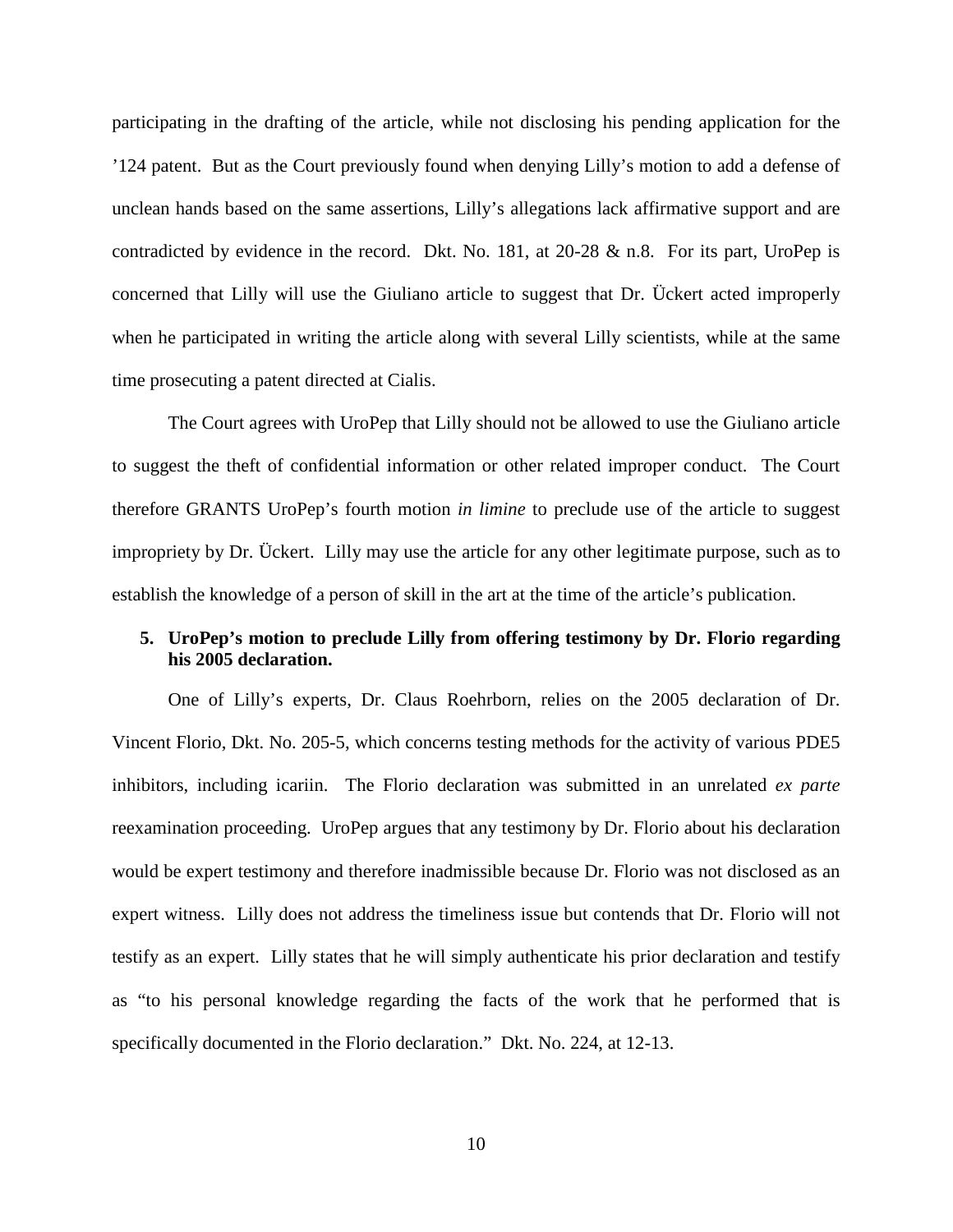participating in the drafting of the article, while not disclosing his pending application for the ’124 patent. But as the Court previously found when denying Lilly’s motion to add a defense of unclean hands based on the same assertions, Lilly’s allegations lack affirmative support and are contradicted by evidence in the record. Dkt. No. 181, at 20-28 & n.8. For its part, UroPep is concerned that Lilly will use the Giuliano article to suggest that Dr. Ückert acted improperly when he participated in writing the article along with several Lilly scientists, while at the same time prosecuting a patent directed at Cialis.

The Court agrees with UroPep that Lilly should not be allowed to use the Giuliano article to suggest the theft of confidential information or other related improper conduct. The Court therefore GRANTS UroPep’s fourth motion *in limine* to preclude use of the article to suggest impropriety by Dr. Ückert. Lilly may use the article for any other legitimate purpose, such as to establish the knowledge of a person of skill in the art at the time of the article’s publication.

**5. UroPep’s motion to preclude Lilly from offering testimony by Dr. Florio regarding his 2005 declaration.**

One of Lilly’s experts, Dr. Claus Roehrborn, relies on the 2005 declaration of Dr. Vincent Florio, Dkt. No. 205-5, which concerns testing methods for the activity of various PDE5 inhibitors, including icariin. The Florio declaration was submitted in an unrelated *ex parte* reexamination proceeding. UroPep argues that any testimony by Dr. Florio about his declaration would be expert testimony and therefore inadmissible because Dr. Florio was not disclosed as an expert witness. Lilly does not address the timeliness issue but contends that Dr. Florio will not testify as an expert. Lilly states that he will simply authenticate his prior declaration and testify as “to his personal knowledge regarding the facts of the work that he performed that is specifically documented in the Florio declaration.” Dkt. No. 224, at 12-13.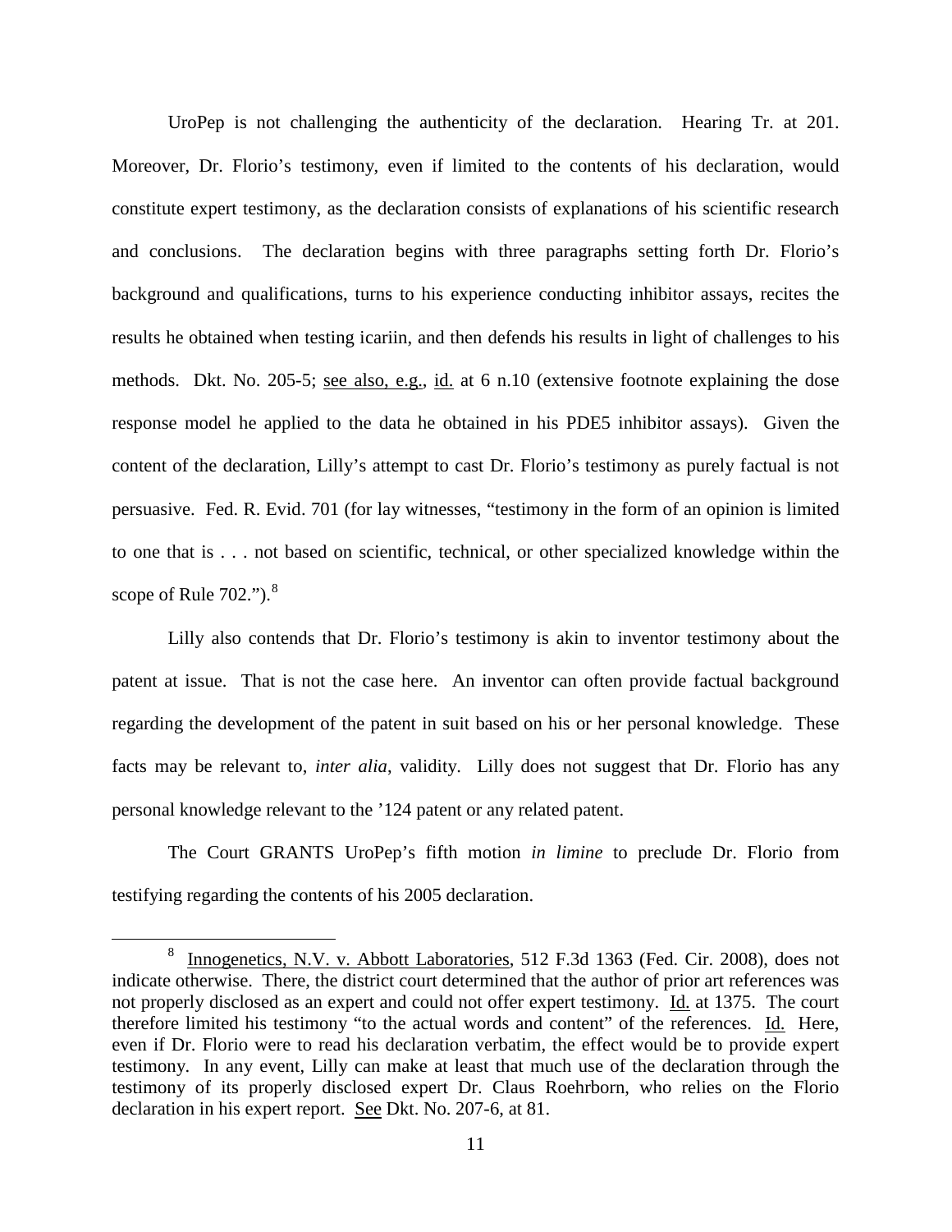UroPep is not challenging the authenticity of the declaration. Hearing Tr. at 201. Moreover, Dr. Florio's testimony, even if limited to the contents of his declaration, would constitute expert testimony, as the declaration consists of explanations of his scientific research and conclusions. The declaration begins with three paragraphs setting forth Dr. Florio's background and qualifications, turns to his experience conducting inhibitor assays, recites the results he obtained when testing icariin, and then defends his results in light of challenges to his methods. Dkt. No. 205-5; see also, e.g., id. at 6 n.10 (extensive footnote explaining the dose response model he applied to the data he obtained in his PDE5 inhibitor assays). Given the content of the declaration, Lilly's attempt to cast Dr. Florio's testimony as purely factual is not persuasive. Fed. R. Evid. 701 (for lay witnesses, "testimony in the form of an opinion is limited to one that is . . . not based on scientific, technical, or other specialized knowledge within the scope of Rule 702.").[8]

Lilly also contends that Dr. Florio's testimony is akin to inventor testimony about the patent at issue. That is not the case here. An inventor can often provide factual background regarding the development of the patent in suit based on his or her personal knowledge. These facts may be relevant to, *inter alia*, validity. Lilly does not suggest that Dr. Florio has any personal knowledge relevant to the '124 patent or any related patent.

The Court GRANTS UroPep's fifth motion *in limine* to preclude Dr. Florio from testifying regarding the contents of his 2005 declaration.

---

[8] Innogenetics, N.V. v. Abbott Laboratories, 512 F.3d 1363 (Fed. Cir. 2008), does not indicate otherwise. There, the district court determined that the author of prior art references was not properly disclosed as an expert and could not offer expert testimony. Id. at 1375. The court therefore limited his testimony "to the actual words and content" of the references. Id. Here, even if Dr. Florio were to read his declaration verbatim, the effect would be to provide expert testimony. In any event, Lilly can make at least that much use of the declaration through the testimony of its properly disclosed expert Dr. Claus Roehrborn, who relies on the Florio declaration in his expert report. See Dkt. No. 207-6, at 81.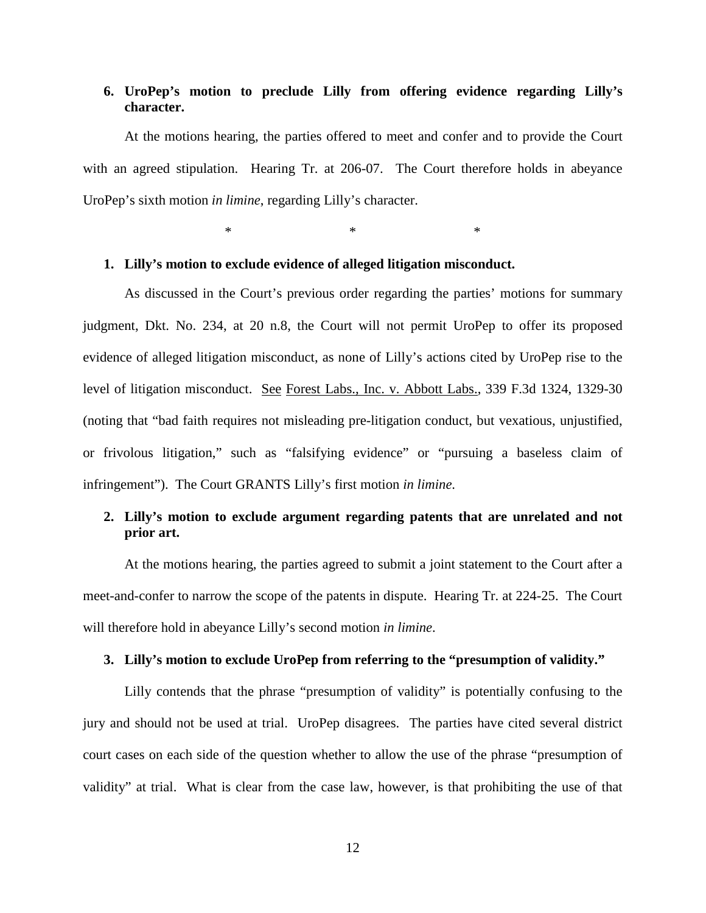**6. UroPep's motion to preclude Lilly from offering evidence regarding Lilly's character.**

At the motions hearing, the parties offered to meet and confer and to provide the Court with an agreed stipulation. Hearing Tr. at 206-07. The Court therefore holds in abeyance UroPep's sixth motion *in limine*, regarding Lilly's character.

\* \* \*

**1. Lilly's motion to exclude evidence of alleged litigation misconduct.**

As discussed in the Court's previous order regarding the parties' motions for summary judgment, Dkt. No. 234, at 20 n.8, the Court will not permit UroPep to offer its proposed evidence of alleged litigation misconduct, as none of Lilly's actions cited by UroPep rise to the level of litigation misconduct. See Forest Labs., Inc. v. Abbott Labs., 339 F.3d 1324, 1329-30 (noting that "bad faith requires not misleading pre-litigation conduct, but vexatious, unjustified, or frivolous litigation," such as "falsifying evidence" or "pursuing a baseless claim of infringement"). The Court GRANTS Lilly's first motion *in limine*.

**2. Lilly's motion to exclude argument regarding patents that are unrelated and not prior art.**

At the motions hearing, the parties agreed to submit a joint statement to the Court after a meet-and-confer to narrow the scope of the patents in dispute. Hearing Tr. at 224-25. The Court will therefore hold in abeyance Lilly's second motion *in limine*.

**3. Lilly's motion to exclude UroPep from referring to the "presumption of validity."**

Lilly contends that the phrase "presumption of validity" is potentially confusing to the jury and should not be used at trial. UroPep disagrees. The parties have cited several district court cases on each side of the question whether to allow the use of the phrase "presumption of validity" at trial. What is clear from the case law, however, is that prohibiting the use of that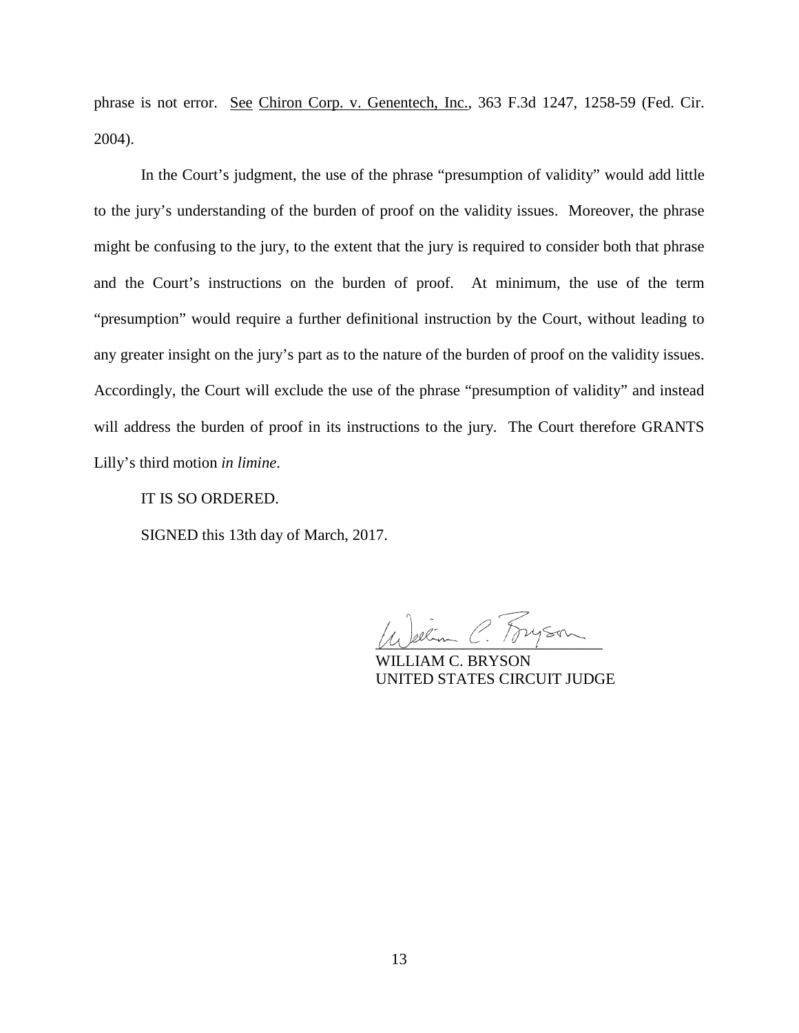phrase is not error. See Chiron Corp. v. Genentech, Inc., 363 F.3d 1247, 1258-59 (Fed. Cir. 2004).

In the Court's judgment, the use of the phrase "presumption of validity" would add little to the jury's understanding of the burden of proof on the validity issues. Moreover, the phrase might be confusing to the jury, to the extent that the jury is required to consider both that phrase and the Court's instructions on the burden of proof. At minimum, the use of the term "presumption" would require a further definitional instruction by the Court, without leading to any greater insight on the jury's part as to the nature of the burden of proof on the validity issues. Accordingly, the Court will exclude the use of the phrase "presumption of validity" and instead will address the burden of proof in its instructions to the jury. The Court therefore GRANTS Lilly's third motion *in limine*.

IT IS SO ORDERED.

SIGNED this 13th day of March, 2017.

WILLIAM C. BRYSON
UNITED STATES CIRCUIT JUDGE